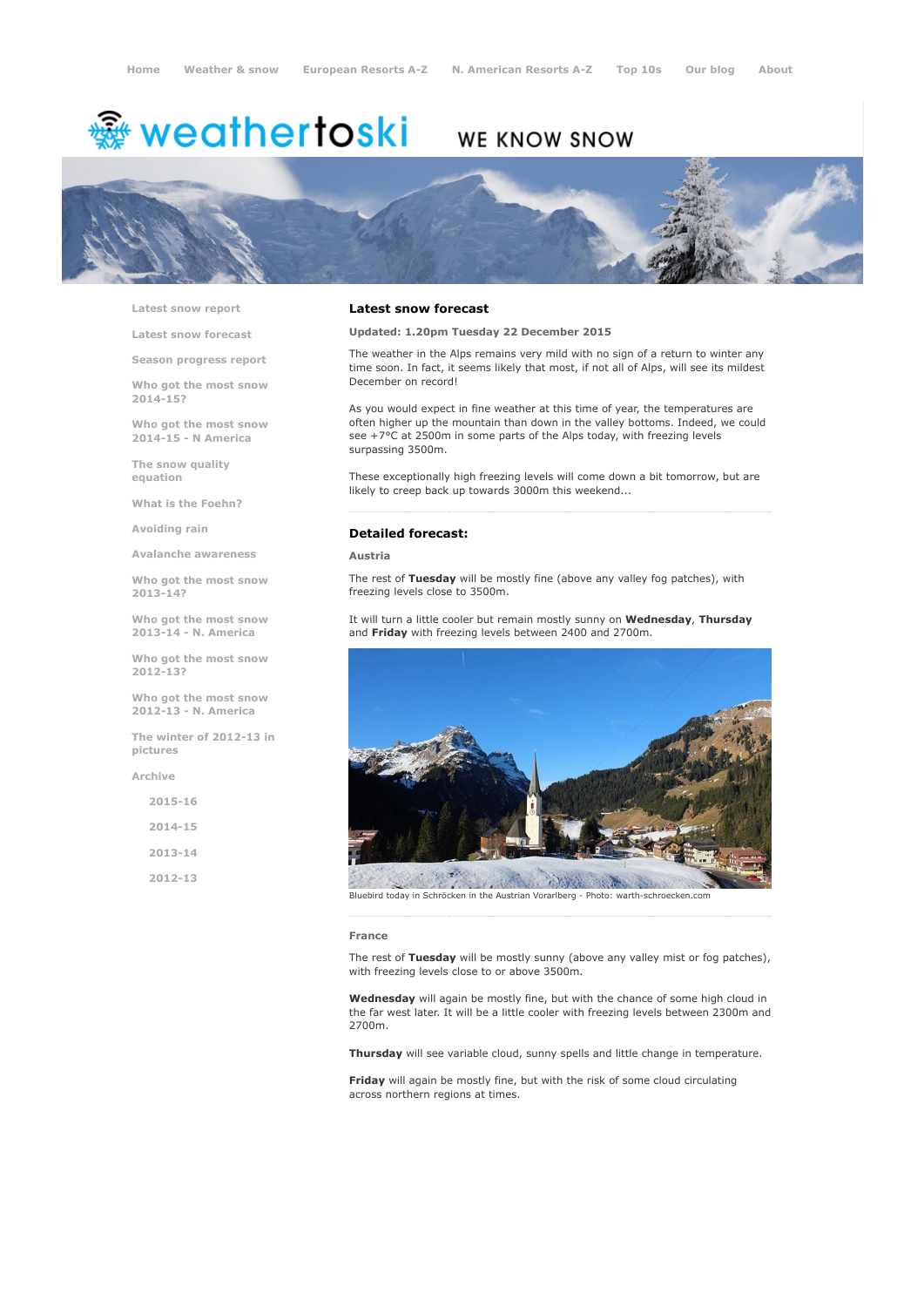Home Weather & snow European Resorts A-Z N. American Resorts A-Z Top 10s Our blog About

weathertoski WE KNOW SNOW

- Latest snow report
- Latest snow forecast
- Season progress report
- Who got the most snow 2014-15?
- Who got the most snow 2014-15 - N America
- The snow quality equation
- What is the Foehn?
- Avoiding rain
- Avalanche awareness
- Who got the most snow 2013-14?
- Who got the most snow 2013-14 - N. America
- Who got the most snow 2012-13?
- Who got the most snow 2012-13 - N. America
- The winter of 2012-13 in pictures
- Archive
  - 2015-16
  - 2014-15
  - 2013-14
  - 2012-13

## Latest snow forecast

**Updated: 1.20pm Tuesday 22 December 2015**

The weather in the Alps remains very mild with no sign of a return to winter any time soon. In fact, it seems likely that most, if not all of Alps, will see its mildest December on record!

As you would expect in fine weather at this time of year, the temperatures are often higher up the mountain than down in the valley bottoms. Indeed, we could see +7°C at 2500m in some parts of the Alps today, with freezing levels surpassing 3500m.

These exceptionally high freezing levels will come down a bit tomorrow, but are likely to creep back up towards 3000m this weekend...

## Detailed forecast:

### Austria

The rest of **Tuesday** will be mostly fine (above any valley fog patches), with freezing levels close to 3500m.

It will turn a little cooler but remain mostly sunny on **Wednesday**, **Thursday** and **Friday** with freezing levels between 2400 and 2700m.

Bluebird today in Schröcken in the Austrian Vorarlberg - Photo: warth-schroecken.com

### France

The rest of **Tuesday** will be mostly sunny (above any valley mist or fog patches), with freezing levels close to or above 3500m.

**Wednesday** will again be mostly fine, but with the chance of some high cloud in the far west later. It will be a little cooler with freezing levels between 2300m and 2700m.

**Thursday** will see variable cloud, sunny spells and little change in temperature.

**Friday** will again be mostly fine, but with the risk of some cloud circulating across northern regions at times.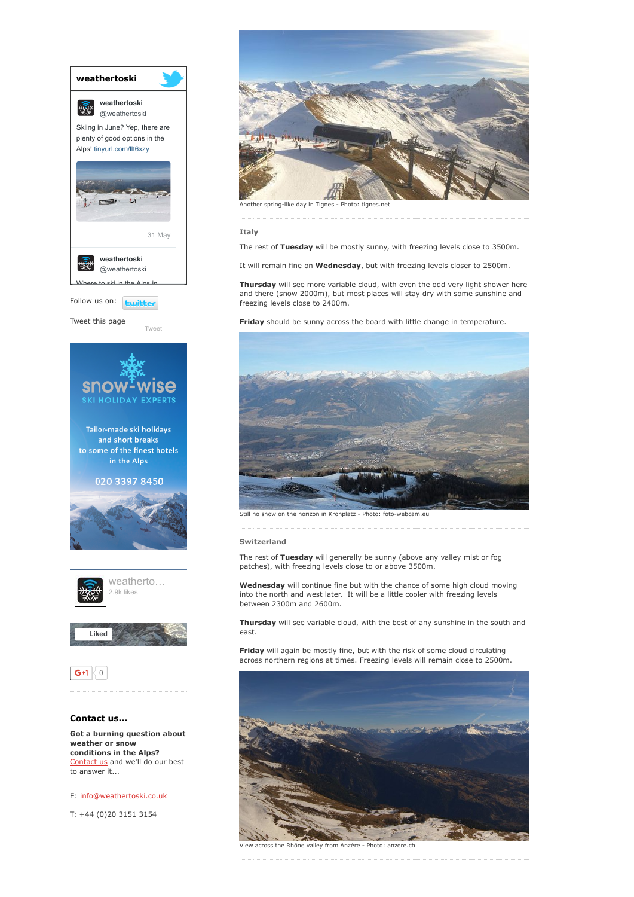**weathertoski**

**weathertoski** @weathertoski

Skiing in June? Yep, there are plenty of good options in the Alps! tinyurl.com/llt6xzy

31 May

**weathertoski** @weathertoski

Follow us on:

Tweet this page

snow-wise SKI HOLIDAY EXPERTS

Tailor-made ski holidays and short breaks to some of the finest hotels in the Alps

020 3397 8450

weatherto... 2.9k likes

Liked

G+1 0

### Contact us...

**Got a burning question about weather or snow conditions in the Alps?** Contact us and we'll do our best to answer it...

E: info@weathertoski.co.uk

T: +44 (0)20 3151 3154

Another spring-like day in Tignes - Photo: tignes.net

### Italy

The rest of **Tuesday** will be mostly sunny, with freezing levels close to 3500m.

It will remain fine on **Wednesday**, but with freezing levels closer to 2500m.

**Thursday** will see more variable cloud, with even the odd very light shower here and there (snow 2000m), but most places will stay dry with some sunshine and freezing levels close to 2400m.

**Friday** should be sunny across the board with little change in temperature.

Still no snow on the horizon in Kronplatz - Photo: foto-webcam.eu

### Switzerland

The rest of **Tuesday** will generally be sunny (above any valley mist or fog patches), with freezing levels close to or above 3500m.

**Wednesday** will continue fine but with the chance of some high cloud moving into the north and west later. It will be a little cooler with freezing levels between 2300m and 2600m.

**Thursday** will see variable cloud, with the best of any sunshine in the south and east.

**Friday** will again be mostly fine, but with the risk of some cloud circulating across northern regions at times. Freezing levels will remain close to 2500m.

View across the Rhône valley from Anzère - Photo: anzere.ch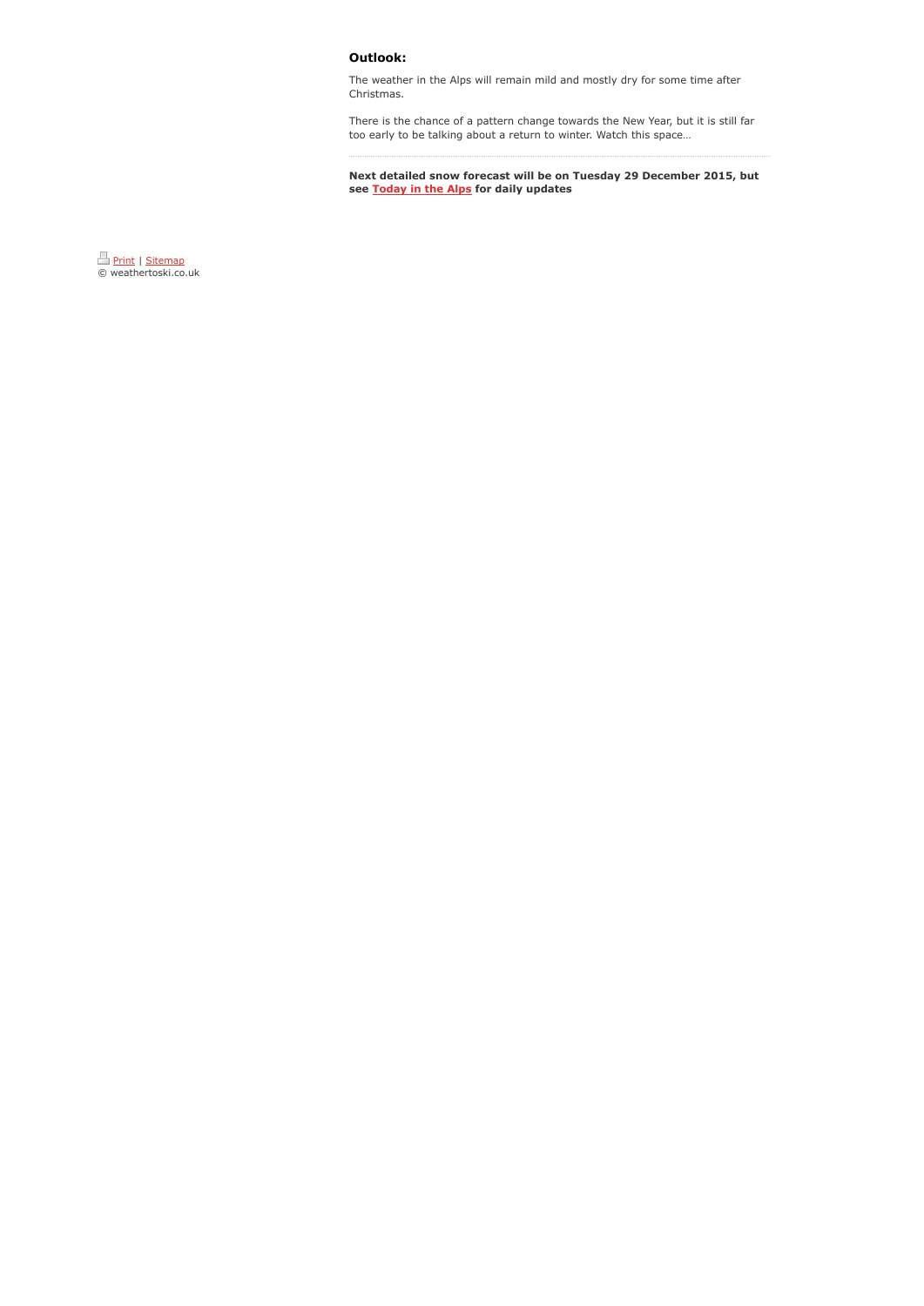### Outlook:

The weather in the Alps will remain mild and mostly dry for some time after Christmas.

There is the chance of a pattern change towards the New Year, but it is still far too early to be talking about a return to winter. Watch this space…

---

**Next detailed snow forecast will be on Tuesday 29 December 2015, but see Today in the Alps for daily updates**

Print | Sitemap
© weathertoski.co.uk